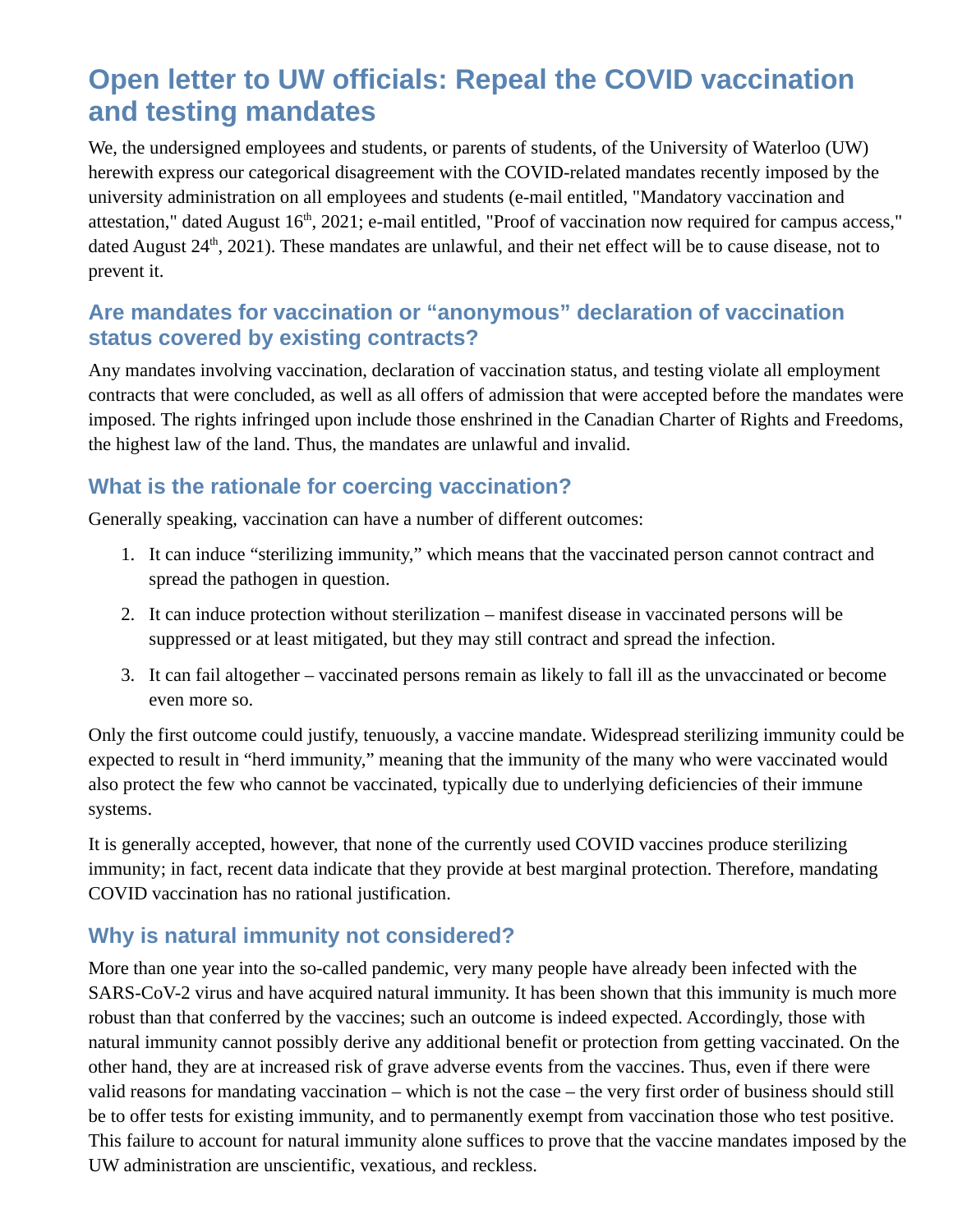# Open letter to UW officials: Repeal the COVID vaccination and testing mandates

We, the undersigned employees and students, or parents of students, of the University of Waterloo (UW) herewith express our categorical disagreement with the COVID-related mandates recently imposed by the university administration on all employees and students (e-mail entitled, "Mandatory vaccination and attestation," dated August 16th, 2021; e-mail entitled, "Proof of vaccination now required for campus access," dated August 24th, 2021). These mandates are unlawful, and their net effect will be to cause disease, not to prevent it.

## Are mandates for vaccination or "anonymous" declaration of vaccination status covered by existing contracts?

Any mandates involving vaccination, declaration of vaccination status, and testing violate all employment contracts that were concluded, as well as all offers of admission that were accepted before the mandates were imposed. The rights infringed upon include those enshrined in the Canadian Charter of Rights and Freedoms, the highest law of the land. Thus, the mandates are unlawful and invalid.

## What is the rationale for coercing vaccination?

Generally speaking, vaccination can have a number of different outcomes:

1. It can induce "sterilizing immunity," which means that the vaccinated person cannot contract and spread the pathogen in question.
2. It can induce protection without sterilization – manifest disease in vaccinated persons will be suppressed or at least mitigated, but they may still contract and spread the infection.
3. It can fail altogether – vaccinated persons remain as likely to fall ill as the unvaccinated or become even more so.

Only the first outcome could justify, tenuously, a vaccine mandate. Widespread sterilizing immunity could be expected to result in "herd immunity," meaning that the immunity of the many who were vaccinated would also protect the few who cannot be vaccinated, typically due to underlying deficiencies of their immune systems.

It is generally accepted, however, that none of the currently used COVID vaccines produce sterilizing immunity; in fact, recent data indicate that they provide at best marginal protection. Therefore, mandating COVID vaccination has no rational justification.

## Why is natural immunity not considered?

More than one year into the so-called pandemic, very many people have already been infected with the SARS-CoV-2 virus and have acquired natural immunity. It has been shown that this immunity is much more robust than that conferred by the vaccines; such an outcome is indeed expected. Accordingly, those with natural immunity cannot possibly derive any additional benefit or protection from getting vaccinated. On the other hand, they are at increased risk of grave adverse events from the vaccines. Thus, even if there were valid reasons for mandating vaccination – which is not the case – the very first order of business should still be to offer tests for existing immunity, and to permanently exempt from vaccination those who test positive. This failure to account for natural immunity alone suffices to prove that the vaccine mandates imposed by the UW administration are unscientific, vexatious, and reckless.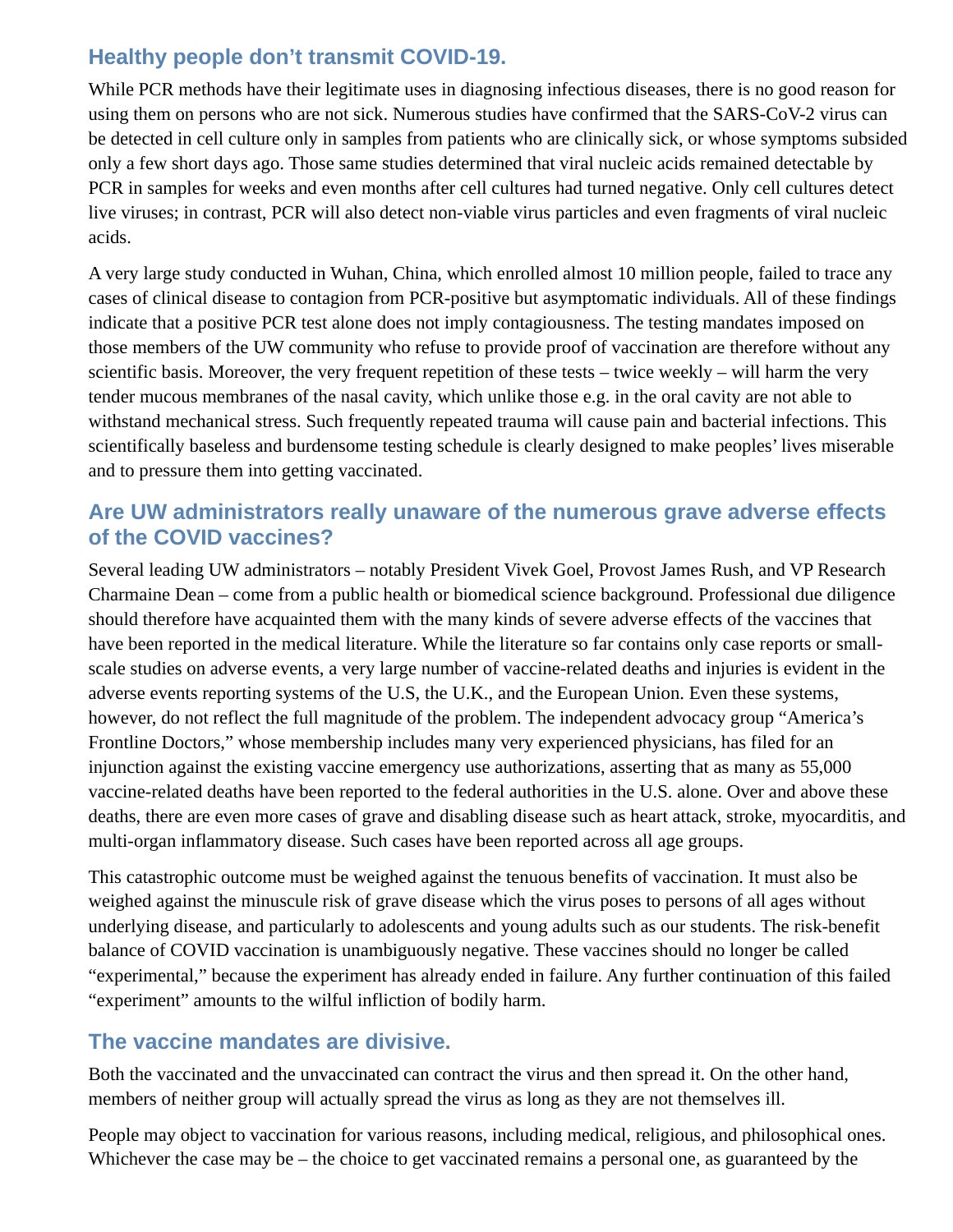## Healthy people don't transmit COVID-19.

While PCR methods have their legitimate uses in diagnosing infectious diseases, there is no good reason for using them on persons who are not sick. Numerous studies have confirmed that the SARS-CoV-2 virus can be detected in cell culture only in samples from patients who are clinically sick, or whose symptoms subsided only a few short days ago. Those same studies determined that viral nucleic acids remained detectable by PCR in samples for weeks and even months after cell cultures had turned negative. Only cell cultures detect live viruses; in contrast, PCR will also detect non-viable virus particles and even fragments of viral nucleic acids.

A very large study conducted in Wuhan, China, which enrolled almost 10 million people, failed to trace any cases of clinical disease to contagion from PCR-positive but asymptomatic individuals. All of these findings indicate that a positive PCR test alone does not imply contagiousness. The testing mandates imposed on those members of the UW community who refuse to provide proof of vaccination are therefore without any scientific basis. Moreover, the very frequent repetition of these tests – twice weekly – will harm the very tender mucous membranes of the nasal cavity, which unlike those e.g. in the oral cavity are not able to withstand mechanical stress. Such frequently repeated trauma will cause pain and bacterial infections. This scientifically baseless and burdensome testing schedule is clearly designed to make peoples' lives miserable and to pressure them into getting vaccinated.

## Are UW administrators really unaware of the numerous grave adverse effects of the COVID vaccines?

Several leading UW administrators – notably President Vivek Goel, Provost James Rush, and VP Research Charmaine Dean – come from a public health or biomedical science background. Professional due diligence should therefore have acquainted them with the many kinds of severe adverse effects of the vaccines that have been reported in the medical literature. While the literature so far contains only case reports or small-scale studies on adverse events, a very large number of vaccine-related deaths and injuries is evident in the adverse events reporting systems of the U.S, the U.K., and the European Union. Even these systems, however, do not reflect the full magnitude of the problem. The independent advocacy group "America's Frontline Doctors," whose membership includes many very experienced physicians, has filed for an injunction against the existing vaccine emergency use authorizations, asserting that as many as 55,000 vaccine-related deaths have been reported to the federal authorities in the U.S. alone. Over and above these deaths, there are even more cases of grave and disabling disease such as heart attack, stroke, myocarditis, and multi-organ inflammatory disease. Such cases have been reported across all age groups.

This catastrophic outcome must be weighed against the tenuous benefits of vaccination. It must also be weighed against the minuscule risk of grave disease which the virus poses to persons of all ages without underlying disease, and particularly to adolescents and young adults such as our students. The risk-benefit balance of COVID vaccination is unambiguously negative. These vaccines should no longer be called "experimental," because the experiment has already ended in failure. Any further continuation of this failed "experiment" amounts to the wilful infliction of bodily harm.

## The vaccine mandates are divisive.

Both the vaccinated and the unvaccinated can contract the virus and then spread it. On the other hand, members of neither group will actually spread the virus as long as they are not themselves ill.

People may object to vaccination for various reasons, including medical, religious, and philosophical ones. Whichever the case may be – the choice to get vaccinated remains a personal one, as guaranteed by the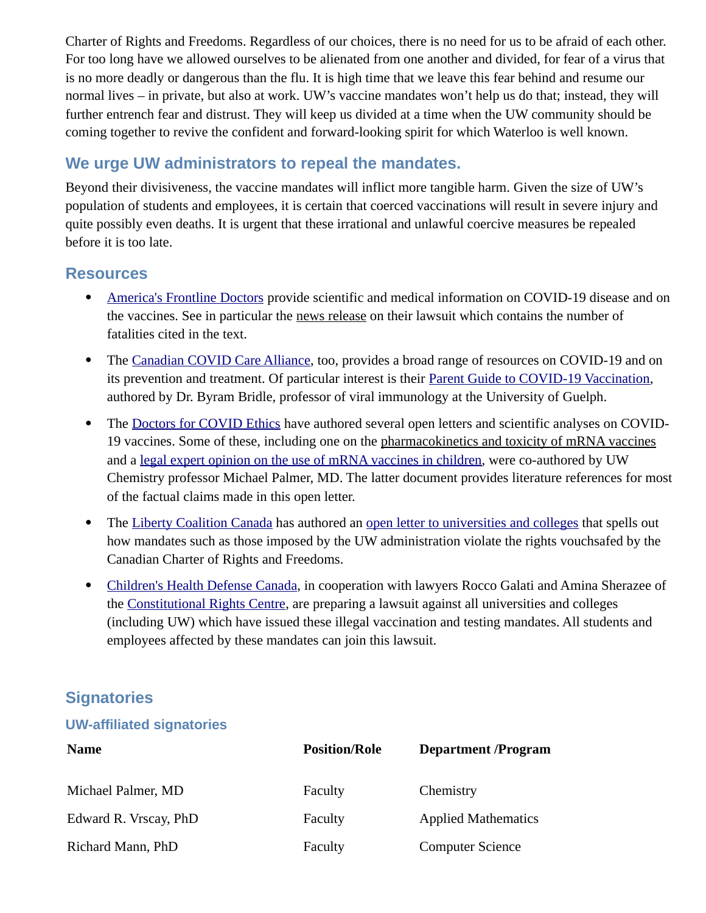Charter of Rights and Freedoms. Regardless of our choices, there is no need for us to be afraid of each other. For too long have we allowed ourselves to be alienated from one another and divided, for fear of a virus that is no more deadly or dangerous than the flu. It is high time that we leave this fear behind and resume our normal lives – in private, but also at work. UW's vaccine mandates won't help us do that; instead, they will further entrench fear and distrust. They will keep us divided at a time when the UW community should be coming together to revive the confident and forward-looking spirit for which Waterloo is well known.

## We urge UW administrators to repeal the mandates.

Beyond their divisiveness, the vaccine mandates will inflict more tangible harm. Given the size of UW's population of students and employees, it is certain that coerced vaccinations will result in severe injury and quite possibly even deaths. It is urgent that these irrational and unlawful coercive measures be repealed before it is too late.

## Resources

- America's Frontline Doctors provide scientific and medical information on COVID-19 disease and on the vaccines. See in particular the news release on their lawsuit which contains the number of fatalities cited in the text.
- The Canadian COVID Care Alliance, too, provides a broad range of resources on COVID-19 and on its prevention and treatment. Of particular interest is their Parent Guide to COVID-19 Vaccination, authored by Dr. Byram Bridle, professor of viral immunology at the University of Guelph.
- The Doctors for COVID Ethics have authored several open letters and scientific analyses on COVID-19 vaccines. Some of these, including one on the pharmacokinetics and toxicity of mRNA vaccines and a legal expert opinion on the use of mRNA vaccines in children, were co-authored by UW Chemistry professor Michael Palmer, MD. The latter document provides literature references for most of the factual claims made in this open letter.
- The Liberty Coalition Canada has authored an open letter to universities and colleges that spells out how mandates such as those imposed by the UW administration violate the rights vouchsafed by the Canadian Charter of Rights and Freedoms.
- Children's Health Defense Canada, in cooperation with lawyers Rocco Galati and Amina Sherazee of the Constitutional Rights Centre, are preparing a lawsuit against all universities and colleges (including UW) which have issued these illegal vaccination and testing mandates. All students and employees affected by these mandates can join this lawsuit.

## Signatories

### UW-affiliated signatories

| Name | Position/Role | Department /Program |
|---|---|---|
| Michael Palmer, MD | Faculty | Chemistry |
| Edward R. Vrscay, PhD | Faculty | Applied Mathematics |
| Richard Mann, PhD | Faculty | Computer Science |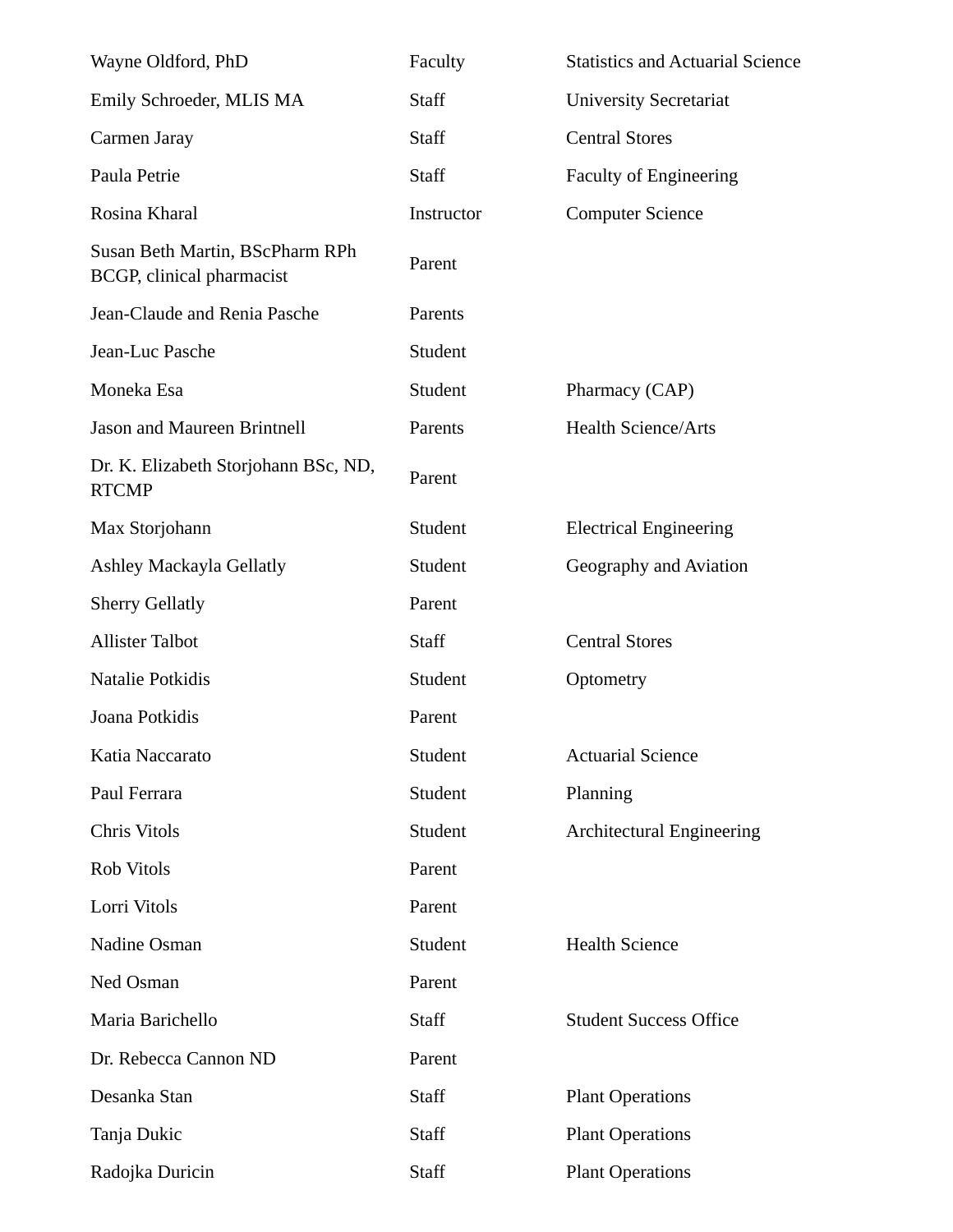| | | |
|---|---|---|
| Wayne Oldford, PhD | Faculty | Statistics and Actuarial Science |
| Emily Schroeder, MLIS MA | Staff | University Secretariat |
| Carmen Jaray | Staff | Central Stores |
| Paula Petrie | Staff | Faculty of Engineering |
| Rosina Kharal | Instructor | Computer Science |
| Susan Beth Martin, BScPharm RPh BCGP, clinical pharmacist | Parent | |
| Jean-Claude and Renia Pasche | Parents | |
| Jean-Luc Pasche | Student | |
| Moneka Esa | Student | Pharmacy (CAP) |
| Jason and Maureen Brintnell | Parents | Health Science/Arts |
| Dr. K. Elizabeth Storjohann BSc, ND, RTCMP | Parent | |
| Max Storjohann | Student | Electrical Engineering |
| Ashley Mackayla Gellatly | Student | Geography and Aviation |
| Sherry Gellatly | Parent | |
| Allister Talbot | Staff | Central Stores |
| Natalie Potkidis | Student | Optometry |
| Joana Potkidis | Parent | |
| Katia Naccarato | Student | Actuarial Science |
| Paul Ferrara | Student | Planning |
| Chris Vitols | Student | Architectural Engineering |
| Rob Vitols | Parent | |
| Lorri Vitols | Parent | |
| Nadine Osman | Student | Health Science |
| Ned Osman | Parent | |
| Maria Barichello | Staff | Student Success Office |
| Dr. Rebecca Cannon ND | Parent | |
| Desanka Stan | Staff | Plant Operations |
| Tanja Dukic | Staff | Plant Operations |
| Radojka Duricin | Staff | Plant Operations |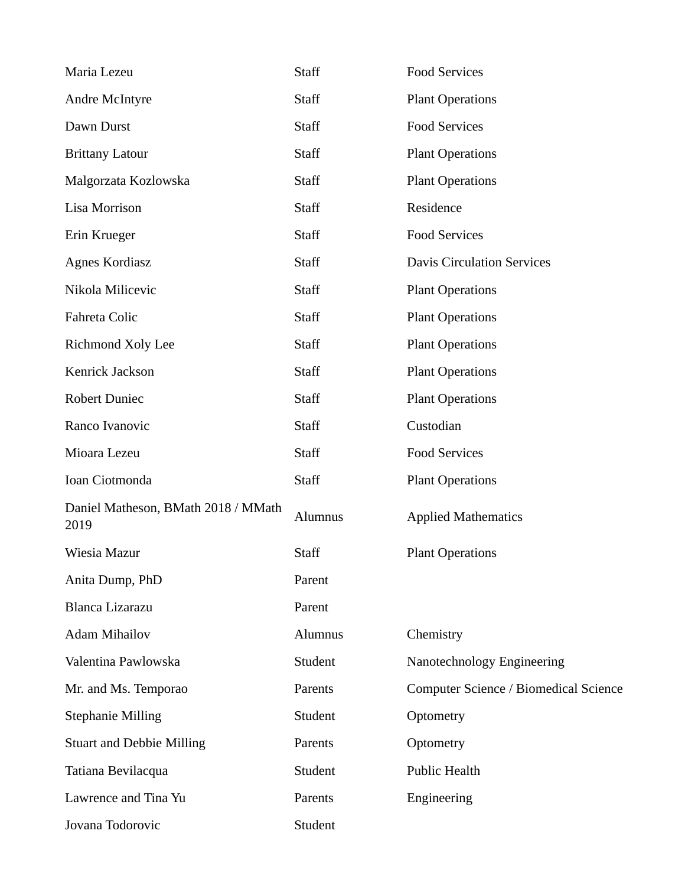| | | |
|---|---|---|
| Maria Lezeu | Staff | Food Services |
| Andre McIntyre | Staff | Plant Operations |
| Dawn Durst | Staff | Food Services |
| Brittany Latour | Staff | Plant Operations |
| Malgorzata Kozlowska | Staff | Plant Operations |
| Lisa Morrison | Staff | Residence |
| Erin Krueger | Staff | Food Services |
| Agnes Kordiasz | Staff | Davis Circulation Services |
| Nikola Milicevic | Staff | Plant Operations |
| Fahreta Colic | Staff | Plant Operations |
| Richmond Xoly Lee | Staff | Plant Operations |
| Kenrick Jackson | Staff | Plant Operations |
| Robert Duniec | Staff | Plant Operations |
| Ranco Ivanovic | Staff | Custodian |
| Mioara Lezeu | Staff | Food Services |
| Ioan Ciotmonda | Staff | Plant Operations |
| Daniel Matheson, BMath 2018 / MMath 2019 | Alumnus | Applied Mathematics |
| Wiesia Mazur | Staff | Plant Operations |
| Anita Dump, PhD | Parent | |
| Blanca Lizarazu | Parent | |
| Adam Mihailov | Alumnus | Chemistry |
| Valentina Pawlowska | Student | Nanotechnology Engineering |
| Mr. and Ms. Temporao | Parents | Computer Science / Biomedical Science |
| Stephanie Milling | Student | Optometry |
| Stuart and Debbie Milling | Parents | Optometry |
| Tatiana Bevilacqua | Student | Public Health |
| Lawrence and Tina Yu | Parents | Engineering |
| Jovana Todorovic | Student | |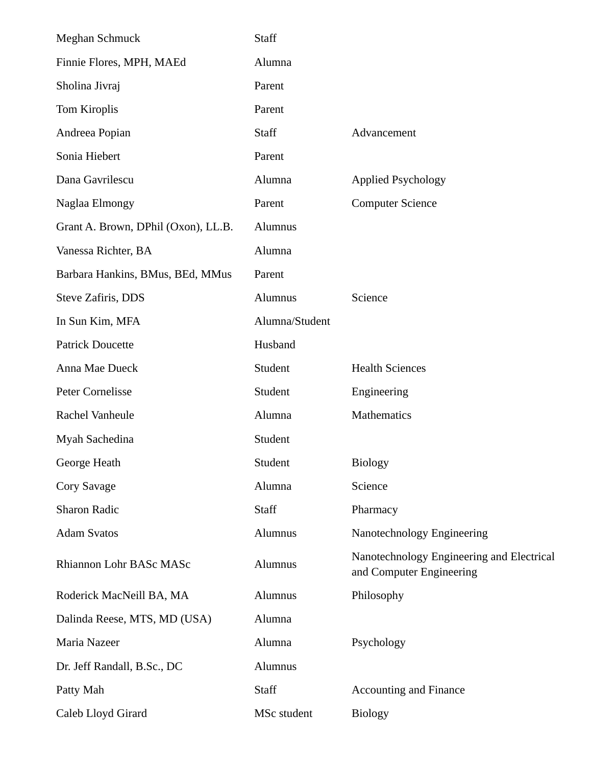| | | |
|---|---|---|
| Meghan Schmuck | Staff | |
| Finnie Flores, MPH, MAEd | Alumna | |
| Sholina Jivraj | Parent | |
| Tom Kiroplis | Parent | |
| Andreea Popian | Staff | Advancement |
| Sonia Hiebert | Parent | |
| Dana Gavrilescu | Alumna | Applied Psychology |
| Naglaa Elmongy | Parent | Computer Science |
| Grant A. Brown, DPhil (Oxon), LL.B. | Alumnus | |
| Vanessa Richter, BA | Alumna | |
| Barbara Hankins, BMus, BEd, MMus | Parent | |
| Steve Zafiris, DDS | Alumnus | Science |
| In Sun Kim, MFA | Alumna/Student | |
| Patrick Doucette | Husband | |
| Anna Mae Dueck | Student | Health Sciences |
| Peter Cornelisse | Student | Engineering |
| Rachel Vanheule | Alumna | Mathematics |
| Myah Sachedina | Student | |
| George Heath | Student | Biology |
| Cory Savage | Alumna | Science |
| Sharon Radic | Staff | Pharmacy |
| Adam Svatos | Alumnus | Nanotechnology Engineering |
| Rhiannon Lohr BASc MASc | Alumnus | Nanotechnology Engineering and Electrical and Computer Engineering |
| Roderick MacNeill BA, MA | Alumnus | Philosophy |
| Dalinda Reese, MTS, MD (USA) | Alumna | |
| Maria Nazeer | Alumna | Psychology |
| Dr. Jeff Randall, B.Sc., DC | Alumnus | |
| Patty Mah | Staff | Accounting and Finance |
| Caleb Lloyd Girard | MSc student | Biology |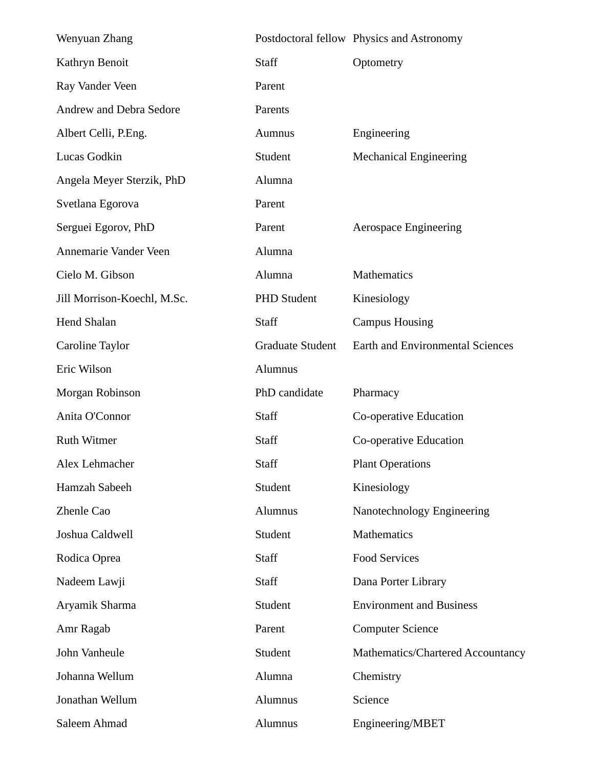| | | |
|---|---|---|
| Wenyuan Zhang | Postdoctoral fellow | Physics and Astronomy |
| Kathryn Benoit | Staff | Optometry |
| Ray Vander Veen | Parent | |
| Andrew and Debra Sedore | Parents | |
| Albert Celli, P.Eng. | Aumnus | Engineering |
| Lucas Godkin | Student | Mechanical Engineering |
| Angela Meyer Sterzik, PhD | Alumna | |
| Svetlana Egorova | Parent | |
| Serguei Egorov, PhD | Parent | Aerospace Engineering |
| Annemarie Vander Veen | Alumna | |
| Cielo M. Gibson | Alumna | Mathematics |
| Jill Morrison-Koechl, M.Sc. | PHD Student | Kinesiology |
| Hend Shalan | Staff | Campus Housing |
| Caroline Taylor | Graduate Student | Earth and Environmental Sciences |
| Eric Wilson | Alumnus | |
| Morgan Robinson | PhD candidate | Pharmacy |
| Anita O'Connor | Staff | Co-operative Education |
| Ruth Witmer | Staff | Co-operative Education |
| Alex Lehmacher | Staff | Plant Operations |
| Hamzah Sabeeh | Student | Kinesiology |
| Zhenle Cao | Alumnus | Nanotechnology Engineering |
| Joshua Caldwell | Student | Mathematics |
| Rodica Oprea | Staff | Food Services |
| Nadeem Lawji | Staff | Dana Porter Library |
| Aryamik Sharma | Student | Environment and Business |
| Amr Ragab | Parent | Computer Science |
| John Vanheule | Student | Mathematics/Chartered Accountancy |
| Johanna Wellum | Alumna | Chemistry |
| Jonathan Wellum | Alumnus | Science |
| Saleem Ahmad | Alumnus | Engineering/MBET |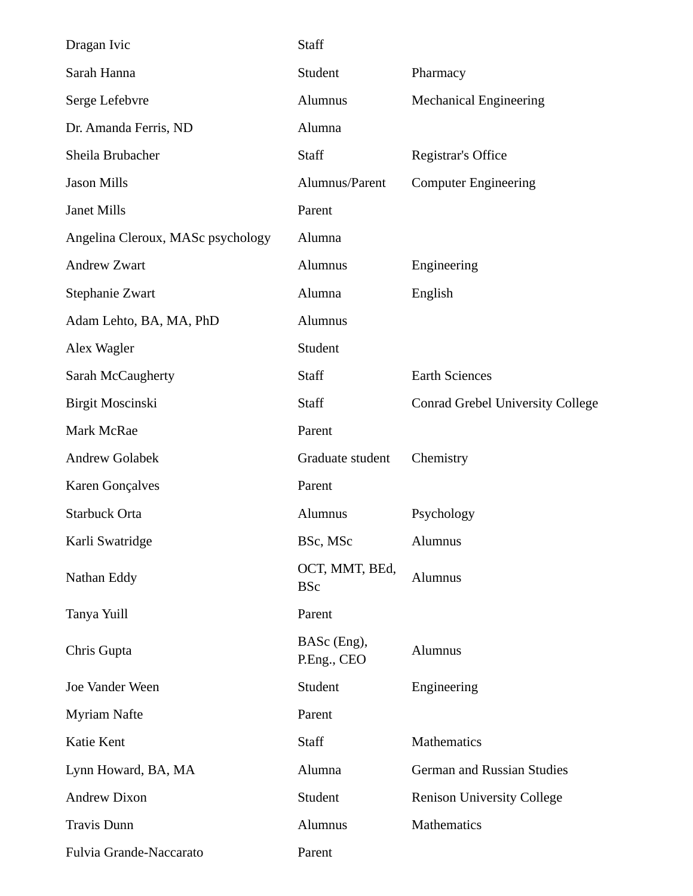| | | |
|---|---|---|
| Dragan Ivic | Staff | |
| Sarah Hanna | Student | Pharmacy |
| Serge Lefebvre | Alumnus | Mechanical Engineering |
| Dr. Amanda Ferris, ND | Alumna | |
| Sheila Brubacher | Staff | Registrar's Office |
| Jason Mills | Alumnus/Parent | Computer Engineering |
| Janet Mills | Parent | |
| Angelina Cleroux, MASc psychology | Alumna | |
| Andrew Zwart | Alumnus | Engineering |
| Stephanie Zwart | Alumna | English |
| Adam Lehto, BA, MA, PhD | Alumnus | |
| Alex Wagler | Student | |
| Sarah McCaugherty | Staff | Earth Sciences |
| Birgit Moscinski | Staff | Conrad Grebel University College |
| Mark McRae | Parent | |
| Andrew Golabek | Graduate student | Chemistry |
| Karen Gonçalves | Parent | |
| Starbuck Orta | Alumnus | Psychology |
| Karli Swatridge | BSc, MSc | Alumnus |
| Nathan Eddy | OCT, MMT, BEd, BSc | Alumnus |
| Tanya Yuill | Parent | |
| Chris Gupta | BASc (Eng), P.Eng., CEO | Alumnus |
| Joe Vander Ween | Student | Engineering |
| Myriam Nafte | Parent | |
| Katie Kent | Staff | Mathematics |
| Lynn Howard, BA, MA | Alumna | German and Russian Studies |
| Andrew Dixon | Student | Renison University College |
| Travis Dunn | Alumnus | Mathematics |
| Fulvia Grande-Naccarato | Parent | |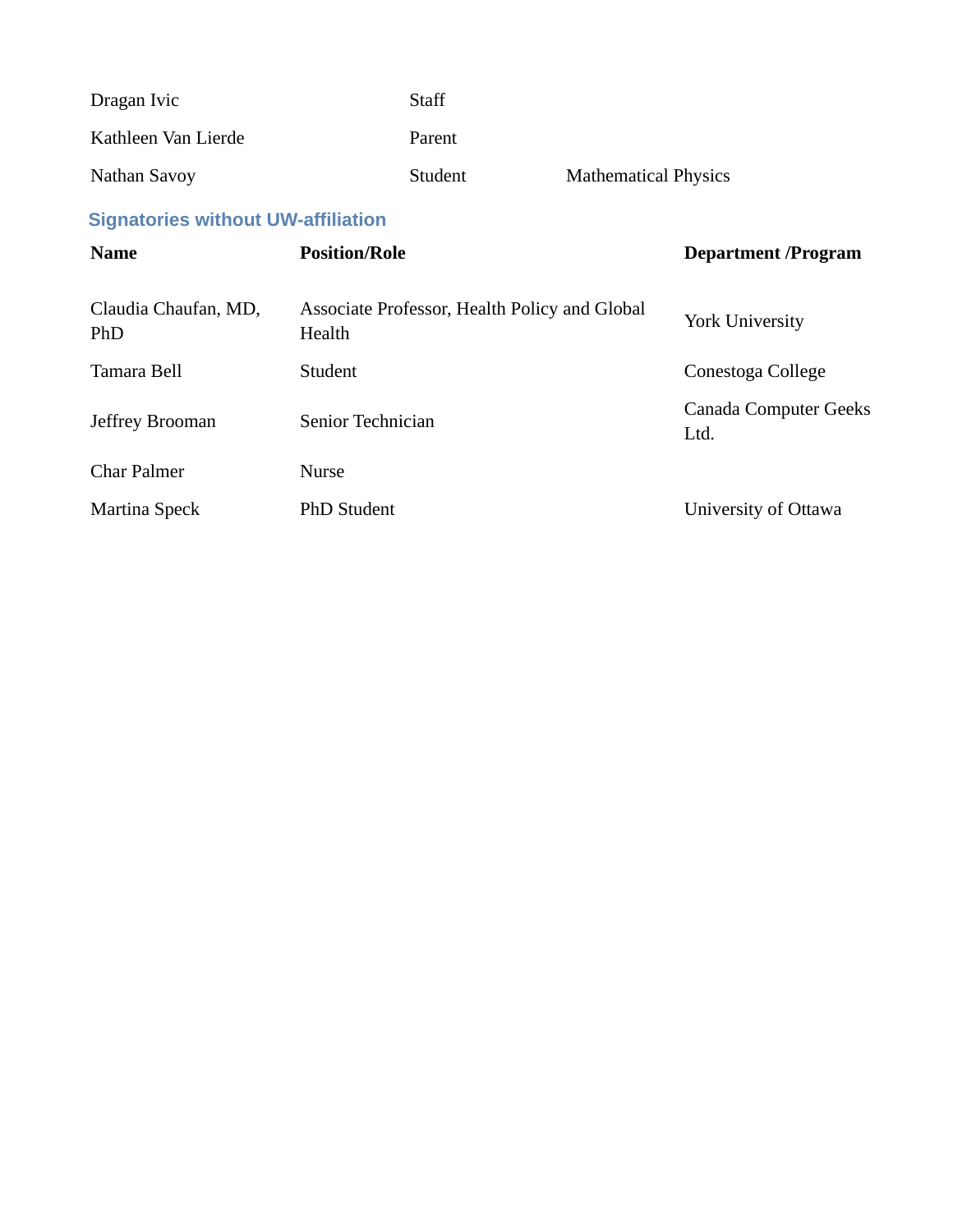| | | |
|---|---|---|
| Dragan Ivic | Staff | |
| Kathleen Van Lierde | Parent | |
| Nathan Savoy | Student | Mathematical Physics |

### Signatories without UW-affiliation

| Name | Position/Role | Department /Program |
|---|---|---|
| Claudia Chaufan, MD, PhD | Associate Professor, Health Policy and Global Health | York University |
| Tamara Bell | Student | Conestoga College |
| Jeffrey Brooman | Senior Technician | Canada Computer Geeks Ltd. |
| Char Palmer | Nurse | |
| Martina Speck | PhD Student | University of Ottawa |